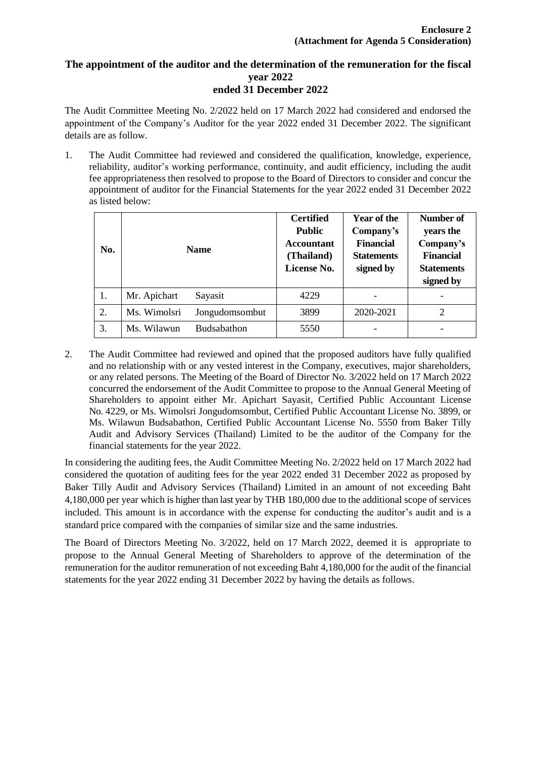**Enclosure 2**
**(Attachment for Agenda 5 Consideration)**

## The appointment of the auditor and the determination of the remuneration for the fiscal year 2022 ended 31 December 2022

The Audit Committee Meeting No. 2/2022 held on 17 March 2022 had considered and endorsed the appointment of the Company's Auditor for the year 2022 ended 31 December 2022. The significant details are as follow.

1. The Audit Committee had reviewed and considered the qualification, knowledge, experience, reliability, auditor's working performance, continuity, and audit efficiency, including the audit fee appropriateness then resolved to propose to the Board of Directors to consider and concur the appointment of auditor for the Financial Statements for the year 2022 ended 31 December 2022 as listed below:

| No. | Name | Certified Public Accountant (Thailand) License No. | Year of the Company's Financial Statements signed by | Number of years the Company's Financial Statements signed by |
|---|---|---|---|---|
| 1. | Mr. Apichart Sayasit | 4229 | - | - |
| 2. | Ms. Wimolsri Jongudomsombut | 3899 | 2020-2021 | 2 |
| 3. | Ms. Wilawun Budsabathon | 5550 | - | - |

2. The Audit Committee had reviewed and opined that the proposed auditors have fully qualified and no relationship with or any vested interest in the Company, executives, major shareholders, or any related persons. The Meeting of the Board of Director No. 3/2022 held on 17 March 2022 concurred the endorsement of the Audit Committee to propose to the Annual General Meeting of Shareholders to appoint either Mr. Apichart Sayasit, Certified Public Accountant License No. 4229, or Ms. Wimolsri Jongudomsombut, Certified Public Accountant License No. 3899, or Ms. Wilawun Budsabathon, Certified Public Accountant License No. 5550 from Baker Tilly Audit and Advisory Services (Thailand) Limited to be the auditor of the Company for the financial statements for the year 2022.

In considering the auditing fees, the Audit Committee Meeting No. 2/2022 held on 17 March 2022 had considered the quotation of auditing fees for the year 2022 ended 31 December 2022 as proposed by Baker Tilly Audit and Advisory Services (Thailand) Limited in an amount of not exceeding Baht 4,180,000 per year which is higher than last year by THB 180,000 due to the additional scope of services included. This amount is in accordance with the expense for conducting the auditor's audit and is a standard price compared with the companies of similar size and the same industries.

The Board of Directors Meeting No. 3/2022, held on 17 March 2022, deemed it is appropriate to propose to the Annual General Meeting of Shareholders to approve of the determination of the remuneration for the auditor remuneration of not exceeding Baht 4,180,000 for the audit of the financial statements for the year 2022 ending 31 December 2022 by having the details as follows.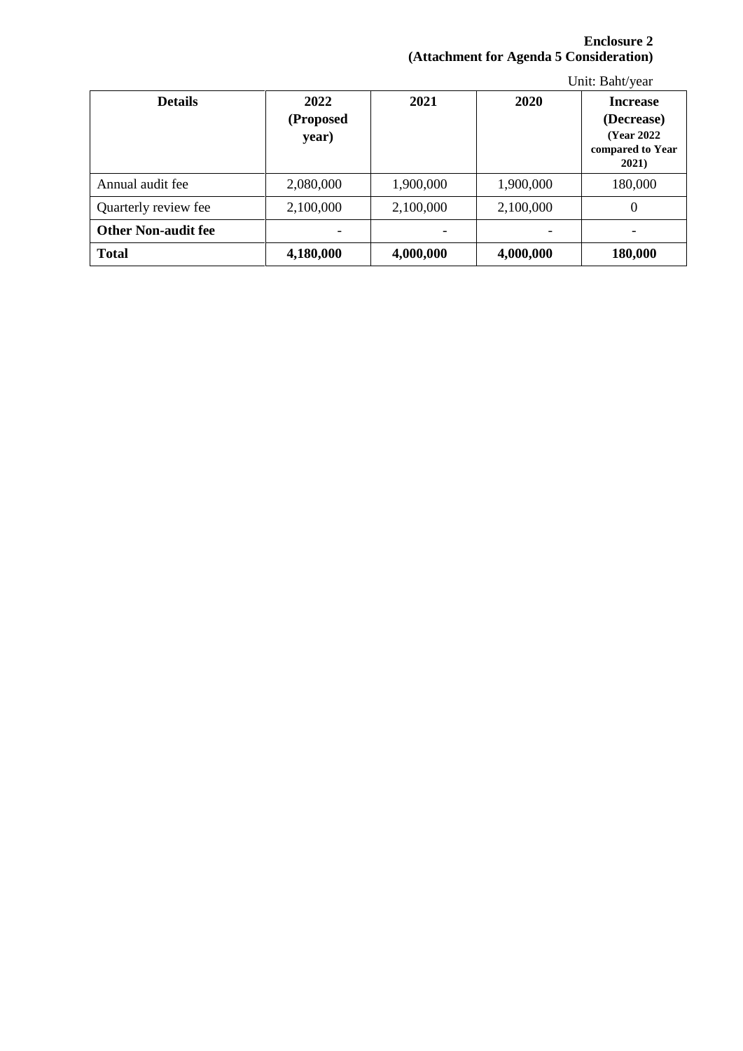**Enclosure 2**
**(Attachment for Agenda 5 Consideration)**

Unit: Baht/year

| **Details** | **2022 (Proposed year)** | **2021** | **2020** | **Increase (Decrease) (Year 2022 compared to Year 2021)** |
|---|---|---|---|---|
| Annual audit fee | 2,080,000 | 1,900,000 | 1,900,000 | 180,000 |
| Quarterly review fee | 2,100,000 | 2,100,000 | 2,100,000 | 0 |
| **Other Non-audit fee** | - | - | - | - |
| **Total** | **4,180,000** | **4,000,000** | **4,000,000** | **180,000** |